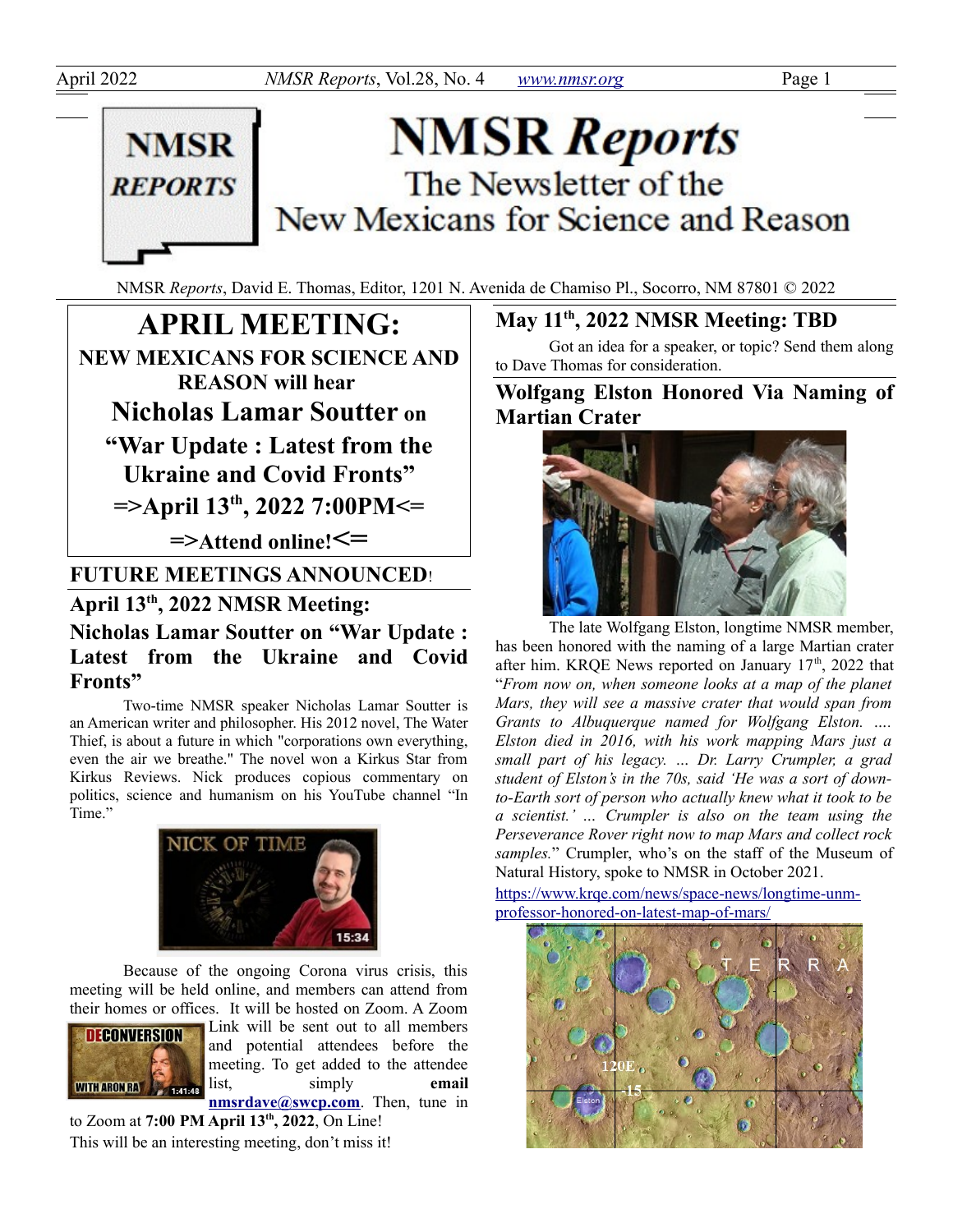# NMSR Reports

The Newsletter of the New Mexicans for Science and Reason

NMSR *Reports*, David E. Thomas, Editor, 1201 N. Avenida de Chamiso Pl., Socorro, NM 87801 © 2022

## APRIL MEETING:

**NEW MEXICANS FOR SCIENCE AND REASON will hear**

**Nicholas Lamar Soutter on**

**"War Update : Latest from the Ukraine and Covid Fronts"**

**=>April 13th, 2022 7:00PM<=**

**=>Attend online!<=**

## FUTURE MEETINGS ANNOUNCED!

### April 13th, 2022 NMSR Meeting: Nicholas Lamar Soutter on "War Update : Latest from the Ukraine and Covid Fronts"

Two-time NMSR speaker Nicholas Lamar Soutter is an American writer and philosopher. His 2012 novel, The Water Thief, is about a future in which "corporations own everything, even the air we breathe." The novel won a Kirkus Star from Kirkus Reviews. Nick produces copious commentary on politics, science and humanism on his YouTube channel "In Time."

Because of the ongoing Corona virus crisis, this meeting will be held online, and members can attend from their homes or offices. It will be hosted on Zoom. A Zoom Link will be sent out to all members and potential attendees before the meeting. To get added to the attendee list, simply **email nmsrdave@swcp.com**. Then, tune in to Zoom at **7:00 PM April 13th, 2022**, On Line!

This will be an interesting meeting, don't miss it!

### May 11th, 2022 NMSR Meeting: TBD

Got an idea for a speaker, or topic? Send them along to Dave Thomas for consideration.

### Wolfgang Elston Honored Via Naming of Martian Crater

The late Wolfgang Elston, longtime NMSR member, has been honored with the naming of a large Martian crater after him. KRQE News reported on January 17th, 2022 that "*From now on, when someone looks at a map of the planet Mars, they will see a massive crater that would span from Grants to Albuquerque named for Wolfgang Elston. …. Elston died in 2016, with his work mapping Mars just a small part of his legacy. … Dr. Larry Crumpler, a grad student of Elston's in the 70s, said 'He was a sort of down-to-Earth sort of person who actually knew what it took to be a scientist.' … Crumpler is also on the team using the Perseverance Rover right now to map Mars and collect rock samples.*" Crumpler, who's on the staff of the Museum of Natural History, spoke to NMSR in October 2021.

https://www.krqe.com/news/space-news/longtime-unm-professor-honored-on-latest-map-of-mars/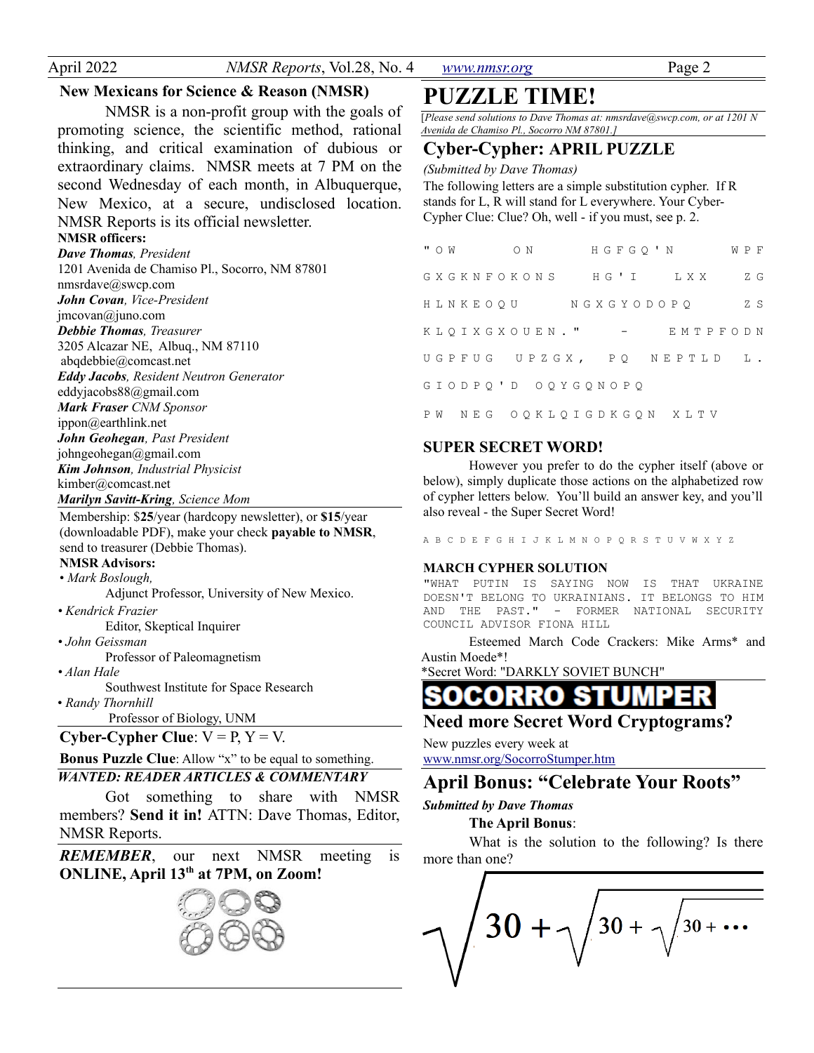## New Mexicans for Science & Reason (NMSR)

NMSR is a non-profit group with the goals of promoting science, the scientific method, rational thinking, and critical examination of dubious or extraordinary claims. NMSR meets at 7 PM on the second Wednesday of each month, in Albuquerque, New Mexico, at a secure, undisclosed location. NMSR Reports is its official newsletter.

**NMSR officers:**

***Dave Thomas**, President*
1201 Avenida de Chamiso Pl., Socorro, NM 87801
nmsrdave@swcp.com

***John Covan**, Vice-President*
jmcovan@juno.com

***Debbie Thomas**, Treasurer*
3205 Alcazar NE, Albuq., NM 87110
abqdebbie@comcast.net

***Eddy Jacobs**, Resident Neutron Generator*
eddyjacobs88@gmail.com

***Mark Fraser** CNM Sponsor*
ippon@earthlink.net

***John Geohegan**, Past President*
johngeohegan@gmail.com

***Kim Johnson**, Industrial Physicist*
kimber@comcast.net

***Marilyn Savitt-Kring**, Science Mom*

Membership: $**25**/year (hardcopy newsletter), or **$15**/year (downloadable PDF), make your check **payable to NMSR**, send to treasurer (Debbie Thomas).

**NMSR Advisors:**

- *Mark Boslough,*
  Adjunct Professor, University of New Mexico.
- *Kendrick Frazier*
  Editor, Skeptical Inquirer
- *John Geissman*
  Professor of Paleomagnetism
- *Alan Hale*
  Southwest Institute for Space Research
- *Randy Thornhill*
  Professor of Biology, UNM

**Cyber-Cypher Clue**: V = P, Y = V.

**Bonus Puzzle Clue**: Allow "x" to be equal to something.

***WANTED: READER ARTICLES & COMMENTARY***

Got something to share with NMSR members? **Send it in!** ATTN: Dave Thomas, Editor, NMSR Reports.

***REMEMBER***, our next NMSR meeting is **ONLINE, April 13th at 7PM, on Zoom!**

# PUZZLE TIME!

[*Please send solutions to Dave Thomas at: nmsrdave@swcp.com, or at 1201 N Avenida de Chamiso Pl., Socorro NM 87801.]*

## Cyber-Cypher: APRIL PUZZLE

*(Submitted by Dave Thomas)*

The following letters are a simple substitution cypher. If R stands for L, R will stand for L everywhere. Your Cyber-Cypher Clue: Clue? Oh, well - if you must, see p. 2.

```
"OW ON HGFGQ'N WPF
GXGKNFOKONS HG'I LXX ZG
HLNKEOQU NGXGYODOPQ ZS
KLQIXGXOUEN." - EMTPFODN
UGPFUG UPZGX, PQ NEPTLD L.
GIODPQ'D OQYGQNOPQ
PW NEG OQKLQIGDKGQN XLTV
```

### SUPER SECRET WORD!

However you prefer to do the cypher itself (above or below), simply duplicate those actions on the alphabetized row of cypher letters below. You'll build an answer key, and you'll also reveal - the Super Secret Word!

```
A B C D E F G H I J K L M N O P Q R S T U V W X Y Z
```

### MARCH CYPHER SOLUTION

"WHAT PUTIN IS SAYING NOW IS THAT UKRAINE DOESN'T BELONG TO UKRAINIANS. IT BELONGS TO HIM AND THE PAST." - FORMER NATIONAL SECURITY COUNCIL ADVISOR FIONA HILL

Esteemed March Code Crackers: Mike Arms* and Austin Moede*!

*Secret Word: "DARKLY SOVIET BUNCH"

## SOCORRO STUMPER

## Need more Secret Word Cryptograms?

New puzzles every week at www.nmsr.org/SocorroStumper.htm

## April Bonus: "Celebrate Your Roots"

***Submitted by Dave Thomas***

**The April Bonus**:

What is the solution to the following? Is there more than one?

$$\sqrt{30+\sqrt{30+\sqrt{30+\cdots}}}$$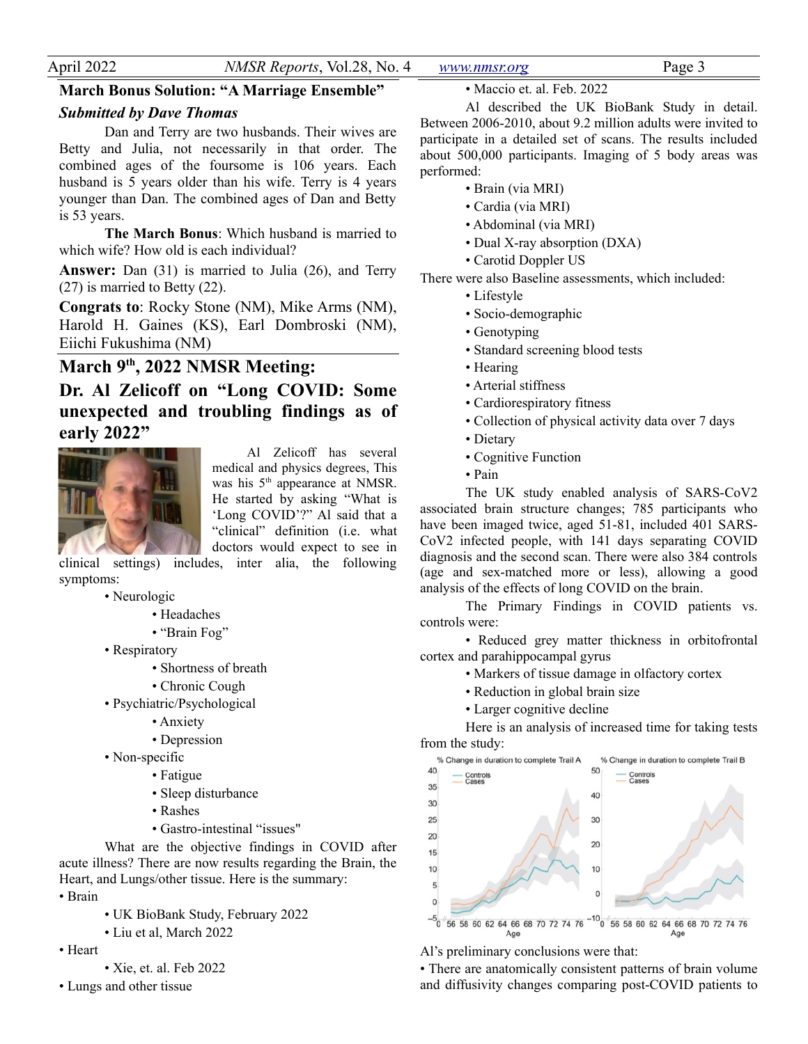## March Bonus Solution: "A Marriage Ensemble"

***Submitted by Dave Thomas***

Dan and Terry are two husbands. Their wives are Betty and Julia, not necessarily in that order. The combined ages of the foursome is 106 years. Each husband is 5 years older than his wife. Terry is 4 years younger than Dan. The combined ages of Dan and Betty is 53 years.

**The March Bonus**: Which husband is married to which wife? How old is each individual?

**Answer:** Dan (31) is married to Julia (26), and Terry (27) is married to Betty (22).

**Congrats to**: Rocky Stone (NM), Mike Arms (NM), Harold H. Gaines (KS), Earl Dombroski (NM), Eiichi Fukushima (NM)

## March 9th, 2022 NMSR Meeting:

## Dr. Al Zelicoff on "Long COVID: Some unexpected and troubling findings as of early 2022"

Al Zelicoff has several medical and physics degrees, This was his 5th appearance at NMSR. He started by asking "What is 'Long COVID'?" Al said that a "clinical" definition (i.e. what doctors would expect to see in clinical settings) includes, inter alia, the following symptoms:

- Neurologic
  - Headaches
  - "Brain Fog"
- Respiratory
  - Shortness of breath
  - Chronic Cough
- Psychiatric/Psychological
  - Anxiety
  - Depression
- Non-specific
  - Fatigue
  - Sleep disturbance
  - Rashes
  - Gastro-intestinal "issues"

What are the objective findings in COVID after acute illness? There are now results regarding the Brain, the Heart, and Lungs/other tissue. Here is the summary:

- Brain
  - UK BioBank Study, February 2022
  - Liu et al, March 2022
- Heart
  - Xie, et. al. Feb 2022
- Lungs and other tissue
  - Maccio et. al. Feb. 2022

Al described the UK BioBank Study in detail. Between 2006-2010, about 9.2 million adults were invited to participate in a detailed set of scans. The results included about 500,000 participants. Imaging of 5 body areas was performed:

- Brain (via MRI)
- Cardia (via MRI)
- Abdominal (via MRI)
- Dual X-ray absorption (DXA)
- Carotid Doppler US

There were also Baseline assessments, which included:

- Lifestyle
- Socio-demographic
- Genotyping
- Standard screening blood tests
- Hearing
- Arterial stiffness
- Cardiorespiratory fitness
- Collection of physical activity data over 7 days
- Dietary
- Cognitive Function
- Pain

The UK study enabled analysis of SARS-CoV2 associated brain structure changes; 785 participants who have been imaged twice, aged 51-81, included 401 SARS-CoV2 infected people, with 141 days separating COVID diagnosis and the second scan. There were also 384 controls (age and sex-matched more or less), allowing a good analysis of the effects of long COVID on the brain.

The Primary Findings in COVID patients vs. controls were:

- Reduced grey matter thickness in orbitofrontal cortex and parahippocampal gyrus
- Markers of tissue damage in olfactory cortex
- Reduction in global brain size
- Larger cognitive decline

Here is an analysis of increased time for taking tests from the study:

Al's preliminary conclusions were that:

- There are anatomically consistent patterns of brain volume and diffusivity changes comparing post-COVID patients to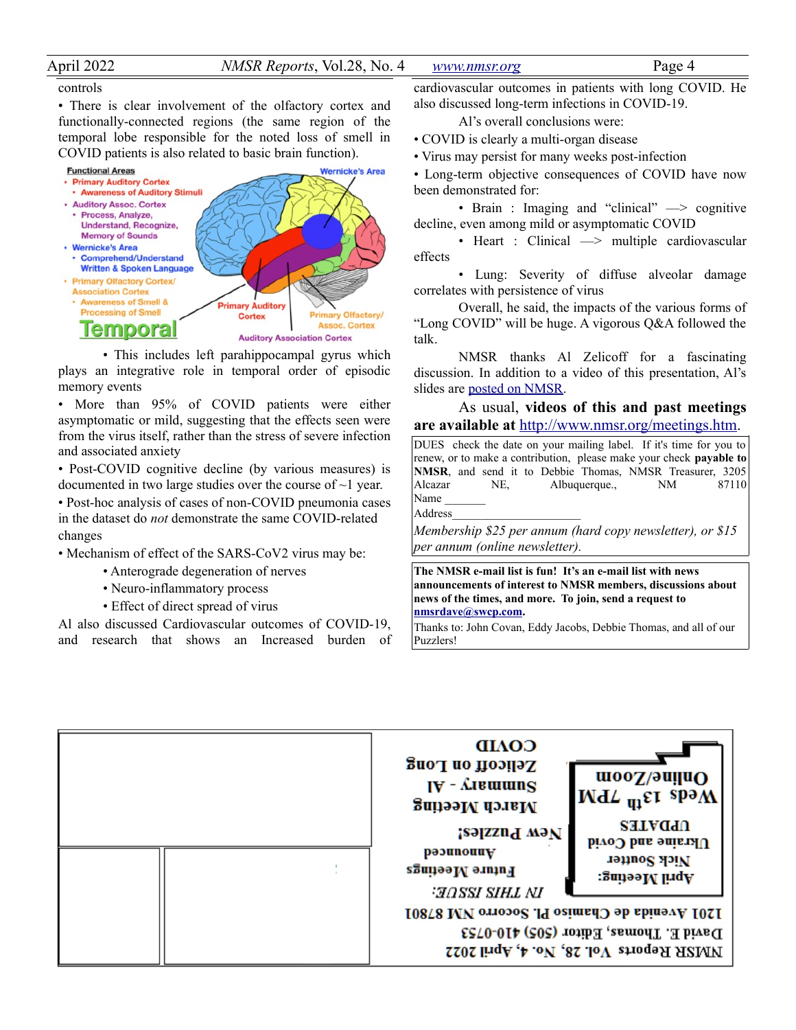controls

- There is clear involvement of the olfactory cortex and functionally-connected regions (the same region of the temporal lobe responsible for the noted loss of smell in COVID patients is also related to basic brain function).

Functional Areas
- Primary Auditory Cortex
  - Awareness of Auditory Stimuli
- Auditory Assoc. Cortex
  - Process, Analyze, Understand, Recognize, Memory of Sounds
- Wernicke's Area
  - Comprehend/Understand Written & Spoken Language
- Primary Olfactory Cortex/ Association Cortex
  - Awareness of Smell & Processing of Smell

Temporal

Wernicke's Area

Primary Auditory Cortex

Primary Olfactory/ Assoc. Cortex

Auditory Association Cortex

- This includes left parahippocampal gyrus which plays an integrative role in temporal order of episodic memory events
- More than 95% of COVID patients were either asymptomatic or mild, suggesting that the effects seen were from the virus itself, rather than the stress of severe infection and associated anxiety
- Post-COVID cognitive decline (by various measures) is documented in two large studies over the course of ~1 year.
- Post-hoc analysis of cases of non-COVID pneumonia cases in the dataset do *not* demonstrate the same COVID-related changes
- Mechanism of effect of the SARS-CoV2 virus may be:
  - Anterograde degeneration of nerves
  - Neuro-inflammatory process
  - Effect of direct spread of virus

Al also discussed Cardiovascular outcomes of COVID-19, and research that shows an Increased burden of cardiovascular outcomes in patients with long COVID. He also discussed long-term infections in COVID-19.

Al's overall conclusions were:

- COVID is clearly a multi-organ disease
- Virus may persist for many weeks post-infection
- Long-term objective consequences of COVID have now been demonstrated for:
  - Brain : Imaging and "clinical" —> cognitive decline, even among mild or asymptomatic COVID
  - Heart : Clinical —> multiple cardiovascular effects
  - Lung: Severity of diffuse alveolar damage correlates with persistence of virus

Overall, he said, the impacts of the various forms of "Long COVID" will be huge. A vigorous Q&A followed the talk.

NMSR thanks Al Zelicoff for a fascinating discussion. In addition to a video of this presentation, Al's slides are posted on NMSR.

As usual, **videos of this and past meetings are available at** http://www.nmsr.org/meetings.htm.

DUES check the date on your mailing label. If it's time for you to renew, or to make a contribution, please make your check **payable to NMSR**, and send it to Debbie Thomas, NMSR Treasurer, 3205 Alcazar NE, Albuquerque., NM 87110
Name _______
Address______________________

*Membership $25 per annum (hard copy newsletter), or $15 per annum (online newsletter).*

**The NMSR e-mail list is fun! It's an e-mail list with news announcements of interest to NMSR members, discussions about news of the times, and more. To join, send a request to nmsrdave@swcp.com.**

Thanks to: John Covan, Eddy Jacobs, Debbie Thomas, and all of our Puzzlers!

NMSR Reports Vol. 28, No. 4, April 2022
David E. Thomas, Editor (505) 410-0753
1201 Avenida de Chamiso Pl. Socorro NM 87801

*IN THIS ISSUE:*
Future Meetings Announced
New Puzzles!
March Meeting Summary - Al Zelicoff on Long COVID

April Meeting: Nick Soutter Ukraine and Covid UPDATES
Weds 13th 7PM Online/Zoom